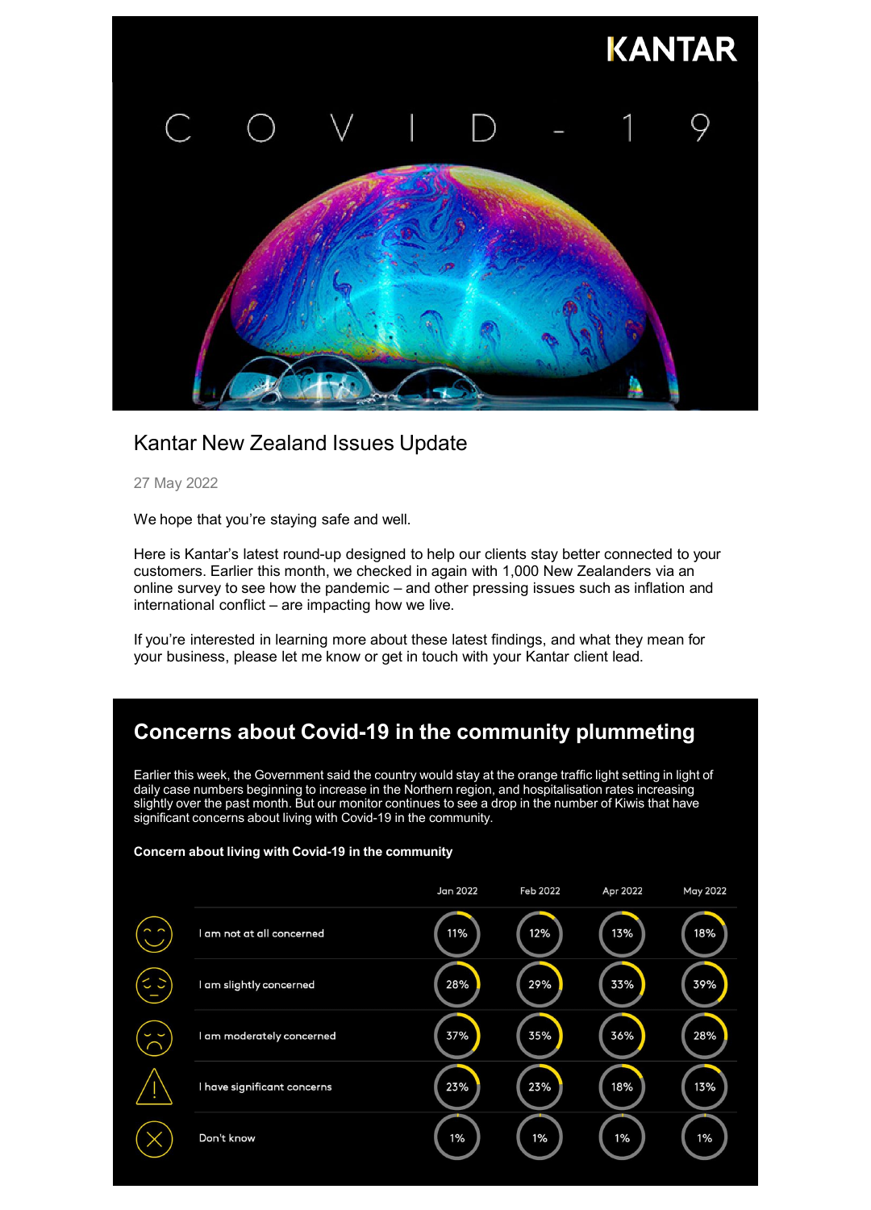KANTAR

C O V I D - 1 9

# Kantar New Zealand Issues Update

27 May 2022

We hope that you're staying safe and well.

Here is Kantar's latest round-up designed to help our clients stay better connected to your customers. Earlier this month, we checked in again with 1,000 New Zealanders via an online survey to see how the pandemic – and other pressing issues such as inflation and international conflict – are impacting how we live.

If you're interested in learning more about these latest findings, and what they mean for your business, please let me know or get in touch with your Kantar client lead.

## Concerns about Covid-19 in the community plummeting

Earlier this week, the Government said the country would stay at the orange traffic light setting in light of daily case numbers beginning to increase in the Northern region, and hospitalisation rates increasing slightly over the past month. But our monitor continues to see a drop in the number of Kiwis that have significant concerns about living with Covid-19 in the community.

**Concern about living with Covid-19 in the community**

| | Jan 2022 | Feb 2022 | Apr 2022 | May 2022 |
|---|---|---|---|---|
| I am not at all concerned | 11% | 12% | 13% | 18% |
| I am slightly concerned | 28% | 29% | 33% | 39% |
| I am moderately concerned | 37% | 35% | 36% | 28% |
| I have significant concerns | 23% | 23% | 18% | 13% |
| Don't know | 1% | 1% | 1% | 1% |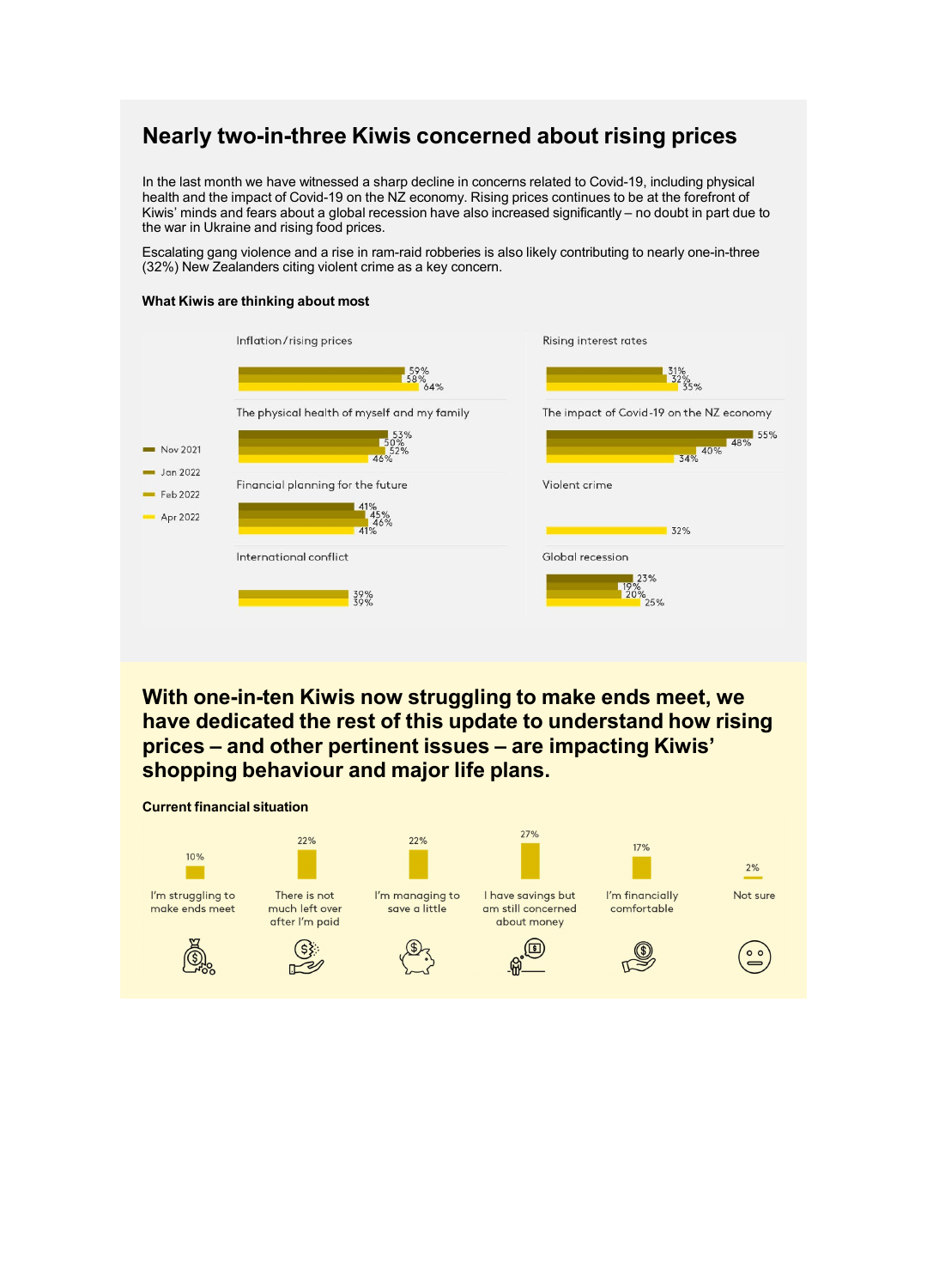## Nearly two-in-three Kiwis concerned about rising prices

In the last month we have witnessed a sharp decline in concerns related to Covid-19, including physical health and the impact of Covid-19 on the NZ economy. Rising prices continues to be at the forefront of Kiwis' minds and fears about a global recession have also increased significantly – no doubt in part due to the war in Ukraine and rising food prices.

Escalating gang violence and a rise in ram-raid robberies is also likely contributing to nearly one-in-three (32%) New Zealanders citing violent crime as a key concern.

### What Kiwis are thinking about most

| | Nov 2021 | Jan 2022 | Feb 2022 | Apr 2022 |
|---|---|---|---|---|
| Inflation/rising prices | | 59% | 58% | 64% |
| Rising interest rates | | 31% | 32% | 35% |
| The physical health of myself and my family | 53% | 50% | 52% | 46% |
| The impact of Covid-19 on the NZ economy | 55% | 48% | 40% | 34% |
| Financial planning for the future | 41% | 45% | 46% | 41% |
| Violent crime | | | | 32% |
| International conflict | | | 39% | 39% |
| Global recession | 23% | 19% | 20% | 25% |

## With one-in-ten Kiwis now struggling to make ends meet, we have dedicated the rest of this update to understand how rising prices – and other pertinent issues – are impacting Kiwis' shopping behaviour and major life plans.

### Current financial situation

| Current financial situation | % |
|---|---|
| I'm struggling to make ends meet | 10% |
| There is not much left over after I'm paid | 22% |
| I'm managing to save a little | 22% |
| I have savings but am still concerned about money | 27% |
| I'm financially comfortable | 17% |
| Not sure | 2% |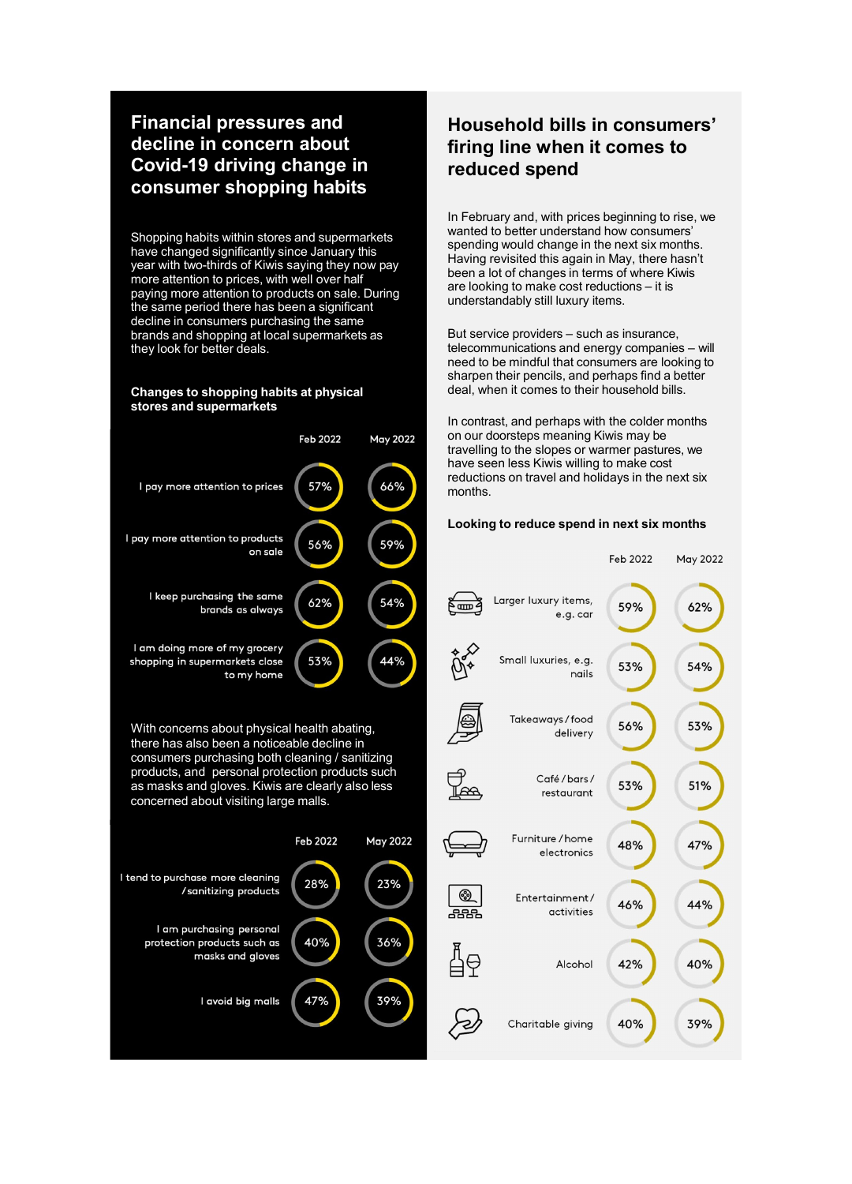## Financial pressures and decline in concern about Covid-19 driving change in consumer shopping habits

Shopping habits within stores and supermarkets have changed significantly since January this year with two-thirds of Kiwis saying they now pay more attention to prices, with well over half paying more attention to products on sale. During the same period there has been a significant decline in consumers purchasing the same brands and shopping at local supermarkets as they look for better deals.

**Changes to shopping habits at physical stores and supermarkets**

| | Feb 2022 | May 2022 |
|---|---|---|
| I pay more attention to prices | 57% | 66% |
| I pay more attention to products on sale | 56% | 59% |
| I keep purchasing the same brands as always | 62% | 54% |
| I am doing more of my grocery shopping in supermarkets close to my home | 53% | 44% |

With concerns about physical health abating, there has also been a noticeable decline in consumers purchasing both cleaning / sanitizing products, and personal protection products such as masks and gloves. Kiwis are clearly also less concerned about visiting large malls.

| | Feb 2022 | May 2022 |
|---|---|---|
| I tend to purchase more cleaning / sanitizing products | 28% | 23% |
| I am purchasing personal protection products such as masks and gloves | 40% | 36% |
| I avoid big malls | 47% | 39% |

## Household bills in consumers' firing line when it comes to reduced spend

In February and, with prices beginning to rise, we wanted to better understand how consumers' spending would change in the next six months. Having revisited this again in May, there hasn't been a lot of changes in terms of where Kiwis are looking to make cost reductions – it is understandably still luxury items.

But service providers – such as insurance, telecommunications and energy companies – will need to be mindful that consumers are looking to sharpen their pencils, and perhaps find a better deal, when it comes to their household bills.

In contrast, and perhaps with the colder months on our doorsteps meaning Kiwis may be travelling to the slopes or warmer pastures, we have seen less Kiwis willing to make cost reductions on travel and holidays in the next six months.

**Looking to reduce spend in next six months**

| | Feb 2022 | May 2022 |
|---|---|---|
| Larger luxury items, e.g. car | 59% | 62% |
| Small luxuries, e.g. nails | 53% | 54% |
| Takeaways / food delivery | 56% | 53% |
| Café / bars / restaurant | 53% | 51% |
| Furniture / home electronics | 48% | 47% |
| Entertainment / activities | 46% | 44% |
| Alcohol | 42% | 40% |
| Charitable giving | 40% | 39% |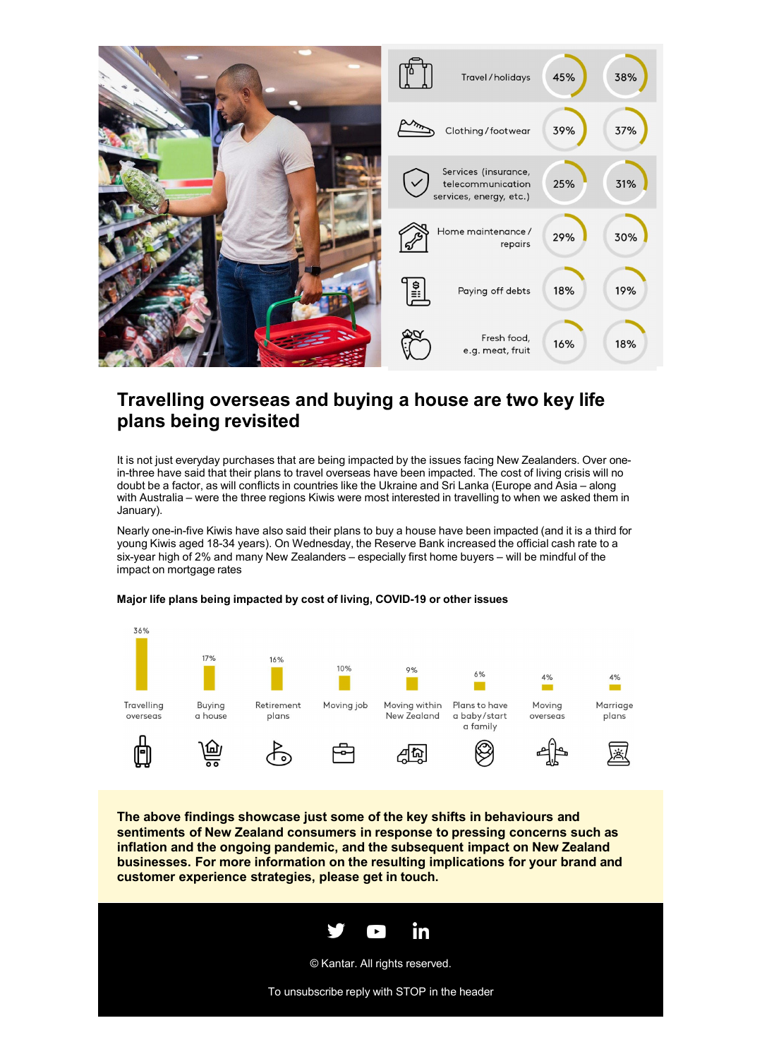Travel / holidays 45% 38%

Clothing / footwear 39% 37%

Services (insurance, telecommunication services, energy, etc.) 25% 31%

Home maintenance / repairs 29% 30%

Paying off debts 18% 19%

Fresh food, e.g. meat, fruit 16% 18%

## Travelling overseas and buying a house are two key life plans being revisited

It is not just everyday purchases that are being impacted by the issues facing New Zealanders. Over one-in-three have said that their plans to travel overseas have been impacted. The cost of living crisis will no doubt be a factor, as will conflicts in countries like the Ukraine and Sri Lanka (Europe and Asia – along with Australia – were the three regions Kiwis were most interested in travelling to when we asked them in January).

Nearly one-in-five Kiwis have also said their plans to buy a house have been impacted (and it is a third for young Kiwis aged 18-34 years). On Wednesday, the Reserve Bank increased the official cash rate to a six-year high of 2% and many New Zealanders – especially first home buyers – will be mindful of the impact on mortgage rates

**Major life plans being impacted by cost of living, COVID-19 or other issues**

36% Travelling overseas

17% Buying a house

16% Retirement plans

10% Moving job

9% Moving within New Zealand

6% Plans to have a baby/start a family

4% Moving overseas

4% Marriage plans

**The above findings showcase just some of the key shifts in behaviours and sentiments of New Zealand consumers in response to pressing concerns such as inflation and the ongoing pandemic, and the subsequent impact on New Zealand businesses. For more information on the resulting implications for your brand and customer experience strategies, please get in touch.**

© Kantar. All rights reserved.

To unsubscribe reply with STOP in the header